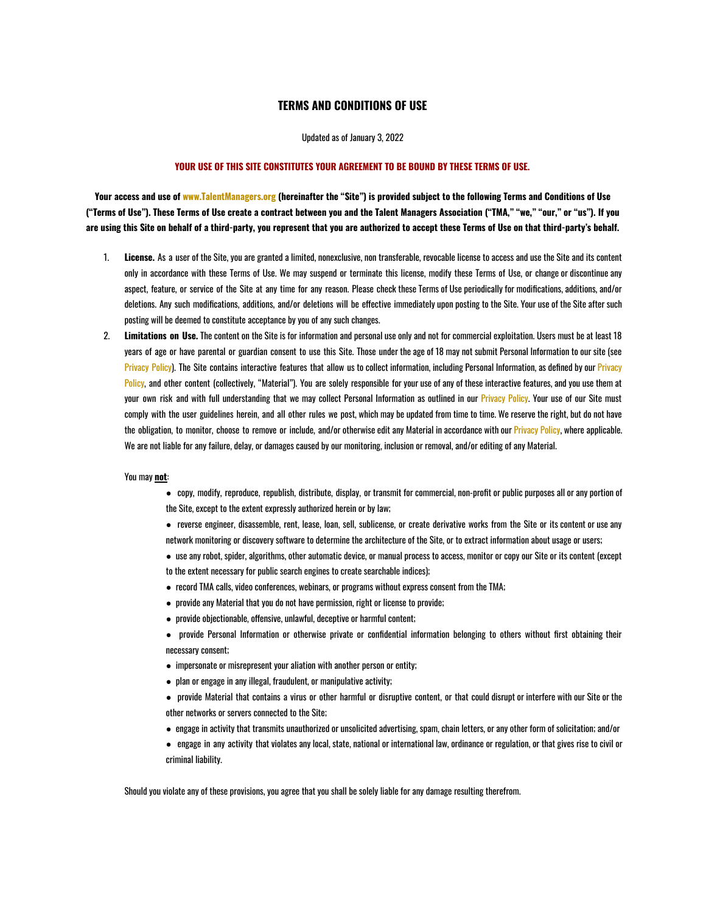# TERMS AND CONDITIONS OF USE

Updated as of January 3, 2022

**YOUR USE OF THIS SITE CONSTITUTES YOUR AGREEMENT TO BE BOUND BY THESE TERMS OF USE.**

**Your access and use of www.TalentManagers.org (hereinafter the "Site") is provided subject to the following Terms and Conditions of Use ("Terms of Use"). These Terms of Use create a contract between you and the Talent Managers Association ("TMA," "we," "our," or "us"). If you are using this Site on behalf of a third-party, you represent that you are authorized to accept these Terms of Use on that third-party's behalf.**

1. **License.** As a user of the Site, you are granted a limited, nonexclusive, non transferable, revocable license to access and use the Site and its content only in accordance with these Terms of Use. We may suspend or terminate this license, modify these Terms of Use, or change or discontinue any aspect, feature, or service of the Site at any time for any reason. Please check these Terms of Use periodically for modifications, additions, and/or deletions. Any such modifications, additions, and/or deletions will be effective immediately upon posting to the Site. Your use of the Site after such posting will be deemed to constitute acceptance by you of any such changes.

2. **Limitations on Use.** The content on the Site is for information and personal use only and not for commercial exploitation. Users must be at least 18 years of age or have parental or guardian consent to use this Site. Those under the age of 18 may not submit Personal Information to our site (see Privacy Policy). The Site contains interactive features that allow us to collect information, including Personal Information, as defined by our Privacy Policy, and other content (collectively, "Material"). You are solely responsible for your use of any of these interactive features, and you use them at your own risk and with full understanding that we may collect Personal Information as outlined in our Privacy Policy. Your use of our Site must comply with the user guidelines herein, and all other rules we post, which may be updated from time to time. We reserve the right, but do not have the obligation, to monitor, choose to remove or include, and/or otherwise edit any Material in accordance with our Privacy Policy, where applicable. We are not liable for any failure, delay, or damages caused by our monitoring, inclusion or removal, and/or editing of any Material.

   You may **not**:

   - copy, modify, reproduce, republish, distribute, display, or transmit for commercial, non-profit or public purposes all or any portion of the Site, except to the extent expressly authorized herein or by law;
   - reverse engineer, disassemble, rent, lease, loan, sell, sublicense, or create derivative works from the Site or its content or use any network monitoring or discovery software to determine the architecture of the Site, or to extract information about usage or users;
   - use any robot, spider, algorithms, other automatic device, or manual process to access, monitor or copy our Site or its content (except to the extent necessary for public search engines to create searchable indices);
   - record TMA calls, video conferences, webinars, or programs without express consent from the TMA;
   - provide any Material that you do not have permission, right or license to provide;
   - provide objectionable, offensive, unlawful, deceptive or harmful content;
   - provide Personal Information or otherwise private or confidential information belonging to others without first obtaining their necessary consent;
   - impersonate or misrepresent your aliation with another person or entity;
   - plan or engage in any illegal, fraudulent, or manipulative activity;
   - provide Material that contains a virus or other harmful or disruptive content, or that could disrupt or interfere with our Site or the other networks or servers connected to the Site;
   - engage in activity that transmits unauthorized or unsolicited advertising, spam, chain letters, or any other form of solicitation; and/or
   - engage in any activity that violates any local, state, national or international law, ordinance or regulation, or that gives rise to civil or criminal liability.

   Should you violate any of these provisions, you agree that you shall be solely liable for any damage resulting therefrom.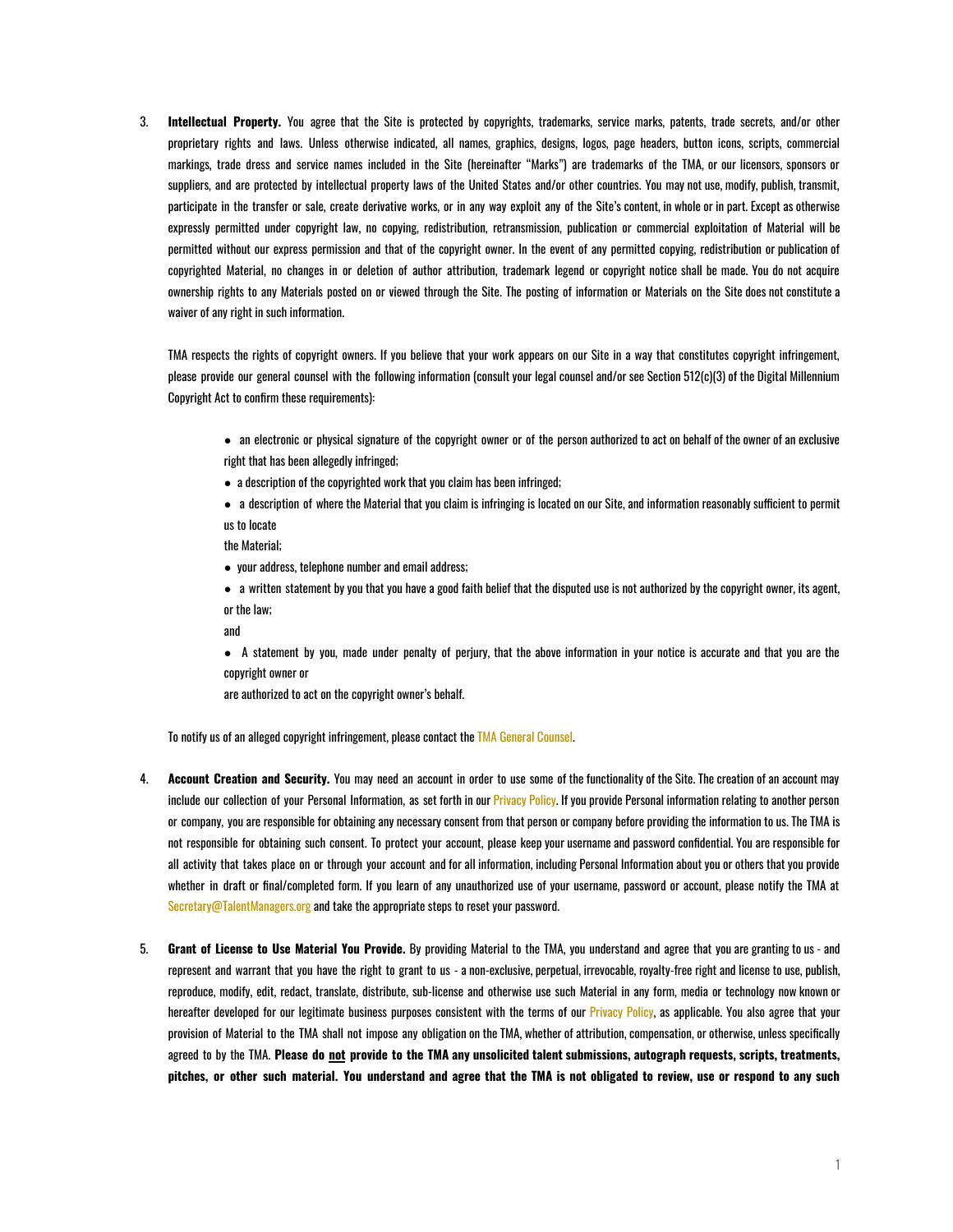3. **Intellectual Property.** You agree that the Site is protected by copyrights, trademarks, service marks, patents, trade secrets, and/or other proprietary rights and laws. Unless otherwise indicated, all names, graphics, designs, logos, page headers, button icons, scripts, commercial markings, trade dress and service names included in the Site (hereinafter "Marks") are trademarks of the TMA, or our licensors, sponsors or suppliers, and are protected by intellectual property laws of the United States and/or other countries. You may not use, modify, publish, transmit, participate in the transfer or sale, create derivative works, or in any way exploit any of the Site's content, in whole or in part. Except as otherwise expressly permitted under copyright law, no copying, redistribution, retransmission, publication or commercial exploitation of Material will be permitted without our express permission and that of the copyright owner. In the event of any permitted copying, redistribution or publication of copyrighted Material, no changes in or deletion of author attribution, trademark legend or copyright notice shall be made. You do not acquire ownership rights to any Materials posted on or viewed through the Site. The posting of information or Materials on the Site does not constitute a waiver of any right in such information.

   TMA respects the rights of copyright owners. If you believe that your work appears on our Site in a way that constitutes copyright infringement, please provide our general counsel with the following information (consult your legal counsel and/or see Section 512(c)(3) of the Digital Millennium Copyright Act to confirm these requirements):

   - an electronic or physical signature of the copyright owner or of the person authorized to act on behalf of the owner of an exclusive right that has been allegedly infringed;
   - a description of the copyrighted work that you claim has been infringed;
   - a description of where the Material that you claim is infringing is located on our Site, and information reasonably sufficient to permit us to locate the Material;
   - your address, telephone number and email address;
   - a written statement by you that you have a good faith belief that the disputed use is not authorized by the copyright owner, its agent, or the law; and
   - A statement by you, made under penalty of perjury, that the above information in your notice is accurate and that you are the copyright owner or are authorized to act on the copyright owner's behalf.

   To notify us of an alleged copyright infringement, please contact the TMA General Counsel.

4. **Account Creation and Security.** You may need an account in order to use some of the functionality of the Site. The creation of an account may include our collection of your Personal Information, as set forth in our Privacy Policy. If you provide Personal information relating to another person or company, you are responsible for obtaining any necessary consent from that person or company before providing the information to us. The TMA is not responsible for obtaining such consent. To protect your account, please keep your username and password confidential. You are responsible for all activity that takes place on or through your account and for all information, including Personal Information about you or others that you provide whether in draft or final/completed form. If you learn of any unauthorized use of your username, password or account, please notify the TMA at Secretary@TalentManagers.org and take the appropriate steps to reset your password.

5. **Grant of License to Use Material You Provide.** By providing Material to the TMA, you understand and agree that you are granting to us - and represent and warrant that you have the right to grant to us - a non-exclusive, perpetual, irrevocable, royalty-free right and license to use, publish, reproduce, modify, edit, redact, translate, distribute, sub-license and otherwise use such Material in any form, media or technology now known or hereafter developed for our legitimate business purposes consistent with the terms of our Privacy Policy, as applicable. You also agree that your provision of Material to the TMA shall not impose any obligation on the TMA, whether of attribution, compensation, or otherwise, unless specifically agreed to by the TMA. **Please do <u>not</u> provide to the TMA any unsolicited talent submissions, autograph requests, scripts, treatments, pitches, or other such material. You understand and agree that the TMA is not obligated to review, use or respond to any such**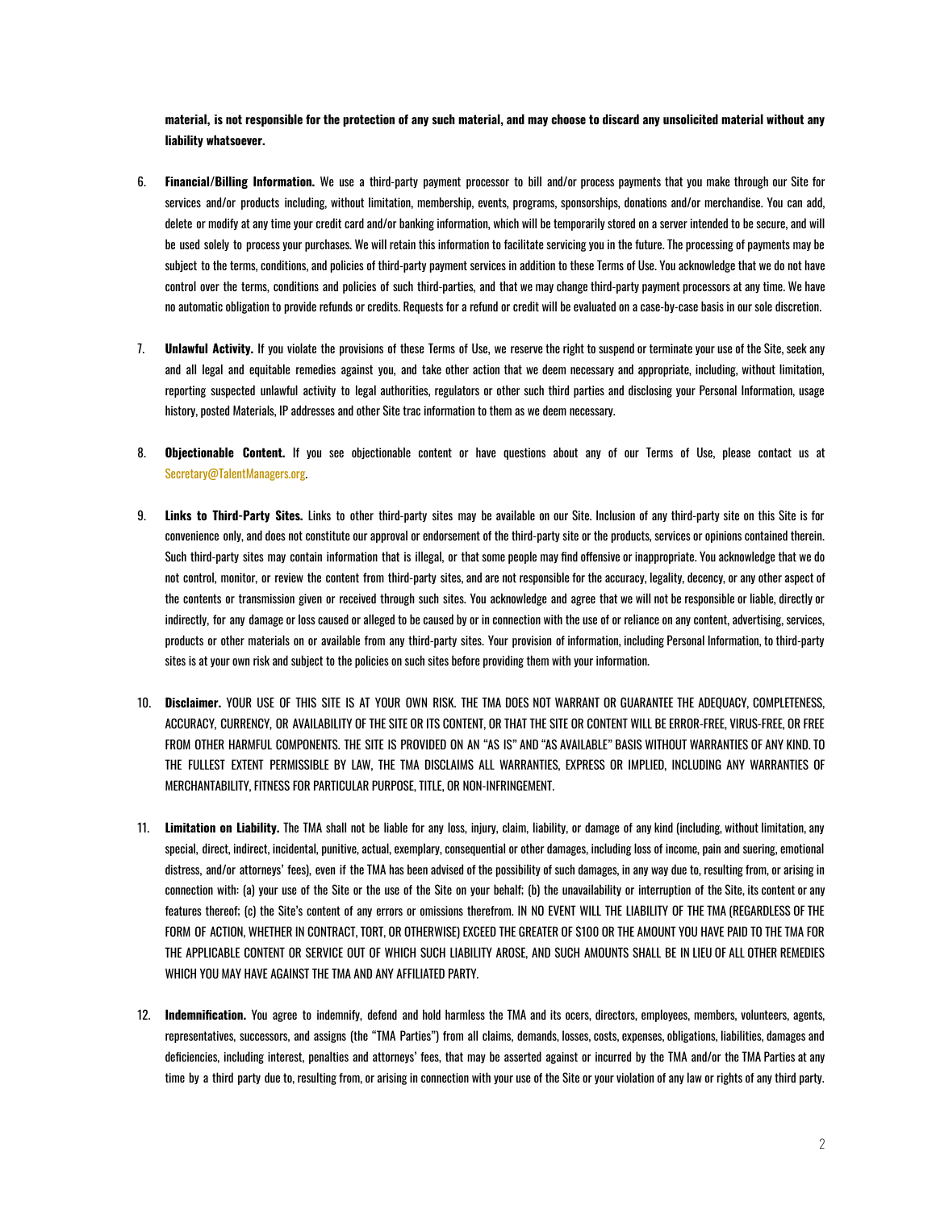**material, is not responsible for the protection of any such material, and may choose to discard any unsolicited material without any liability whatsoever.**

6. **Financial/Billing Information.** We use a third-party payment processor to bill and/or process payments that you make through our Site for services and/or products including, without limitation, membership, events, programs, sponsorships, donations and/or merchandise. You can add, delete or modify at any time your credit card and/or banking information, which will be temporarily stored on a server intended to be secure, and will be used solely to process your purchases. We will retain this information to facilitate servicing you in the future. The processing of payments may be subject to the terms, conditions, and policies of third-party payment services in addition to these Terms of Use. You acknowledge that we do not have control over the terms, conditions and policies of such third-parties, and that we may change third-party payment processors at any time. We have no automatic obligation to provide refunds or credits. Requests for a refund or credit will be evaluated on a case-by-case basis in our sole discretion.

7. **Unlawful Activity.** If you violate the provisions of these Terms of Use, we reserve the right to suspend or terminate your use of the Site, seek any and all legal and equitable remedies against you, and take other action that we deem necessary and appropriate, including, without limitation, reporting suspected unlawful activity to legal authorities, regulators or other such third parties and disclosing your Personal Information, usage history, posted Materials, IP addresses and other Site trac information to them as we deem necessary.

8. **Objectionable Content.** If you see objectionable content or have questions about any of our Terms of Use, please contact us at Secretary@TalentManagers.org.

9. **Links to Third-Party Sites.** Links to other third-party sites may be available on our Site. Inclusion of any third-party site on this Site is for convenience only, and does not constitute our approval or endorsement of the third-party site or the products, services or opinions contained therein. Such third-party sites may contain information that is illegal, or that some people may find offensive or inappropriate. You acknowledge that we do not control, monitor, or review the content from third-party sites, and are not responsible for the accuracy, legality, decency, or any other aspect of the contents or transmission given or received through such sites. You acknowledge and agree that we will not be responsible or liable, directly or indirectly, for any damage or loss caused or alleged to be caused by or in connection with the use of or reliance on any content, advertising, services, products or other materials on or available from any third-party sites. Your provision of information, including Personal Information, to third-party sites is at your own risk and subject to the policies on such sites before providing them with your information.

10. **Disclaimer.** YOUR USE OF THIS SITE IS AT YOUR OWN RISK. THE TMA DOES NOT WARRANT OR GUARANTEE THE ADEQUACY, COMPLETENESS, ACCURACY, CURRENCY, OR AVAILABILITY OF THE SITE OR ITS CONTENT, OR THAT THE SITE OR CONTENT WILL BE ERROR-FREE, VIRUS-FREE, OR FREE FROM OTHER HARMFUL COMPONENTS. THE SITE IS PROVIDED ON AN "AS IS" AND "AS AVAILABLE" BASIS WITHOUT WARRANTIES OF ANY KIND. TO THE FULLEST EXTENT PERMISSIBLE BY LAW, THE TMA DISCLAIMS ALL WARRANTIES, EXPRESS OR IMPLIED, INCLUDING ANY WARRANTIES OF MERCHANTABILITY, FITNESS FOR PARTICULAR PURPOSE, TITLE, OR NON-INFRINGEMENT.

11. **Limitation on Liability.** The TMA shall not be liable for any loss, injury, claim, liability, or damage of any kind (including, without limitation, any special, direct, indirect, incidental, punitive, actual, exemplary, consequential or other damages, including loss of income, pain and suering, emotional distress, and/or attorneys' fees), even if the TMA has been advised of the possibility of such damages, in any way due to, resulting from, or arising in connection with: (a) your use of the Site or the use of the Site on your behalf; (b) the unavailability or interruption of the Site, its content or any features thereof; (c) the Site's content of any errors or omissions therefrom. IN NO EVENT WILL THE LIABILITY OF THE TMA (REGARDLESS OF THE FORM OF ACTION, WHETHER IN CONTRACT, TORT, OR OTHERWISE) EXCEED THE GREATER OF $100 OR THE AMOUNT YOU HAVE PAID TO THE TMA FOR THE APPLICABLE CONTENT OR SERVICE OUT OF WHICH SUCH LIABILITY AROSE, AND SUCH AMOUNTS SHALL BE IN LIEU OF ALL OTHER REMEDIES WHICH YOU MAY HAVE AGAINST THE TMA AND ANY AFFILIATED PARTY.

12. **Indemnification.** You agree to indemnify, defend and hold harmless the TMA and its ocers, directors, employees, members, volunteers, agents, representatives, successors, and assigns (the "TMA Parties") from all claims, demands, losses, costs, expenses, obligations, liabilities, damages and deficiencies, including interest, penalties and attorneys' fees, that may be asserted against or incurred by the TMA and/or the TMA Parties at any time by a third party due to, resulting from, or arising in connection with your use of the Site or your violation of any law or rights of any third party.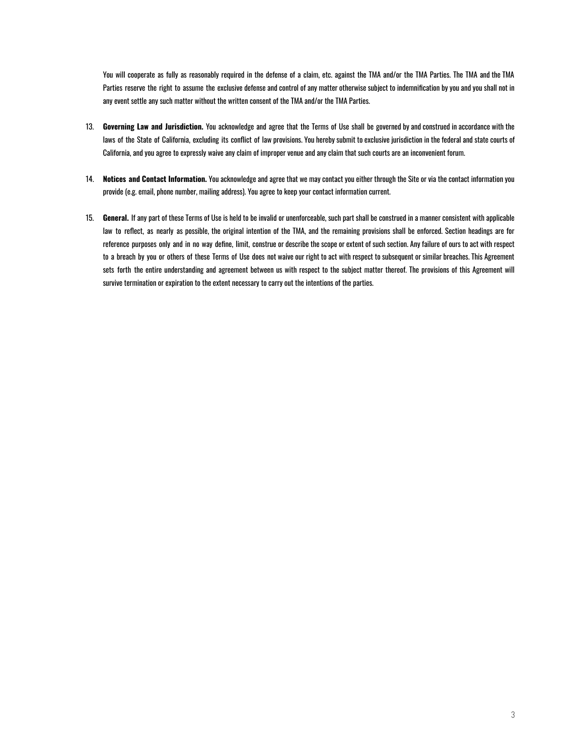You will cooperate as fully as reasonably required in the defense of a claim, etc. against the TMA and/or the TMA Parties. The TMA and the TMA Parties reserve the right to assume the exclusive defense and control of any matter otherwise subject to indemnification by you and you shall not in any event settle any such matter without the written consent of the TMA and/or the TMA Parties.

13. **Governing Law and Jurisdiction.** You acknowledge and agree that the Terms of Use shall be governed by and construed in accordance with the laws of the State of California, excluding its conflict of law provisions. You hereby submit to exclusive jurisdiction in the federal and state courts of California, and you agree to expressly waive any claim of improper venue and any claim that such courts are an inconvenient forum.

14. **Notices and Contact Information.** You acknowledge and agree that we may contact you either through the Site or via the contact information you provide (e.g. email, phone number, mailing address). You agree to keep your contact information current.

15. **General.** If any part of these Terms of Use is held to be invalid or unenforceable, such part shall be construed in a manner consistent with applicable law to reflect, as nearly as possible, the original intention of the TMA, and the remaining provisions shall be enforced. Section headings are for reference purposes only and in no way define, limit, construe or describe the scope or extent of such section. Any failure of ours to act with respect to a breach by you or others of these Terms of Use does not waive our right to act with respect to subsequent or similar breaches. This Agreement sets forth the entire understanding and agreement between us with respect to the subject matter thereof. The provisions of this Agreement will survive termination or expiration to the extent necessary to carry out the intentions of the parties.